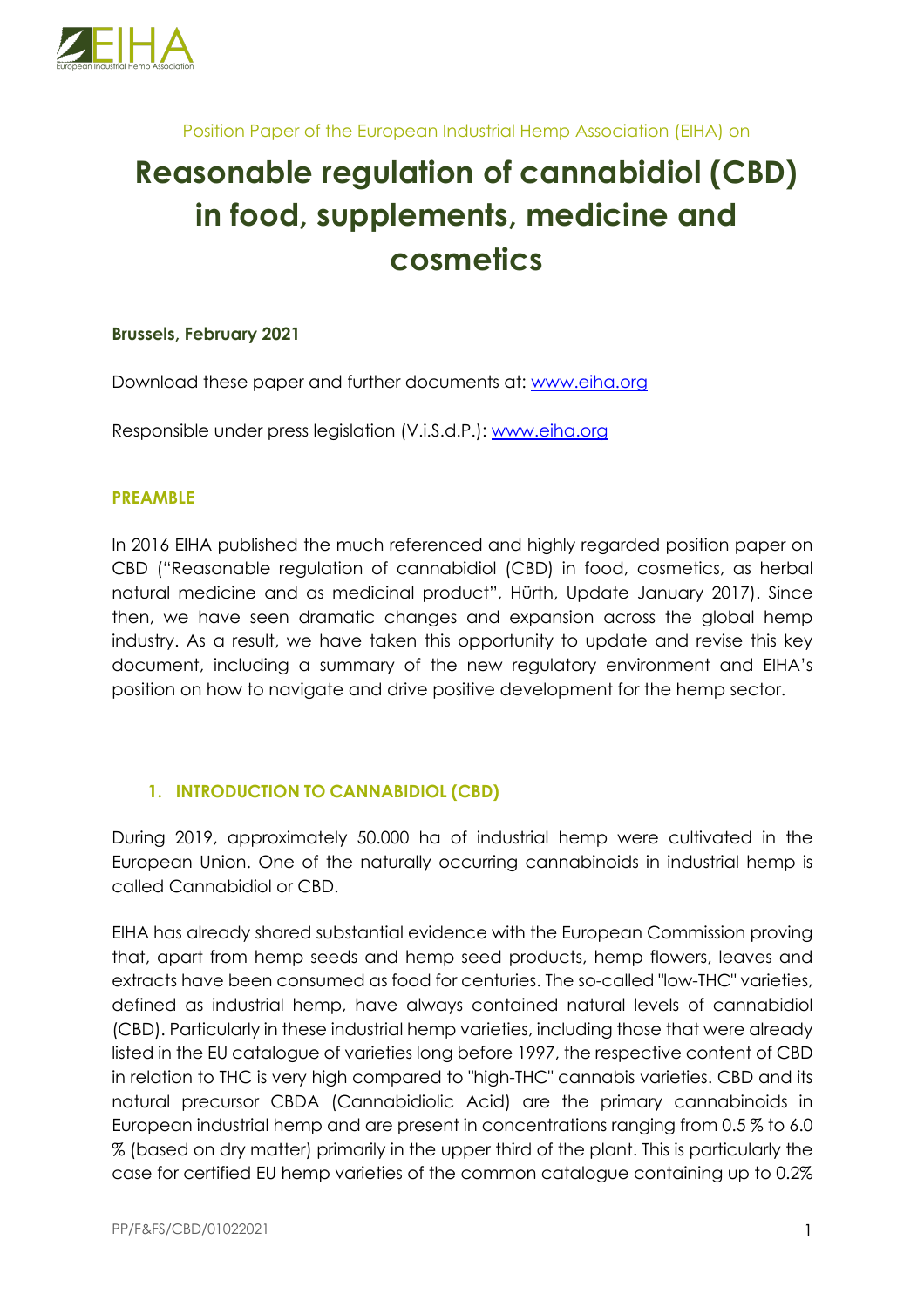Position Paper of the European Industrial Hemp Association (EIHA) on

# Reasonable regulation of cannabidiol (CBD) in food, supplements, medicine and cosmetics

**Brussels, February 2021**

Download these paper and further documents at: [www.eiha.org](www.eiha.org)

Responsible under press legislation (V.i.S.d.P.): [www.eiha.org](www.eiha.org)

## PREAMBLE

In 2016 EIHA published the much referenced and highly regarded position paper on CBD ("Reasonable regulation of cannabidiol (CBD) in food, cosmetics, as herbal natural medicine and as medicinal product", Hürth, Update January 2017). Since then, we have seen dramatic changes and expansion across the global hemp industry. As a result, we have taken this opportunity to update and revise this key document, including a summary of the new regulatory environment and EIHA's position on how to navigate and drive positive development for the hemp sector.

## 1. INTRODUCTION TO CANNABIDIOL (CBD)

During 2019, approximately 50.000 ha of industrial hemp were cultivated in the European Union. One of the naturally occurring cannabinoids in industrial hemp is called Cannabidiol or CBD.

EIHA has already shared substantial evidence with the European Commission proving that, apart from hemp seeds and hemp seed products, hemp flowers, leaves and extracts have been consumed as food for centuries. The so-called "low-THC" varieties, defined as industrial hemp, have always contained natural levels of cannabidiol (CBD). Particularly in these industrial hemp varieties, including those that were already listed in the EU catalogue of varieties long before 1997, the respective content of CBD in relation to THC is very high compared to "high-THC" cannabis varieties. CBD and its natural precursor CBDA (Cannabidiolic Acid) are the primary cannabinoids in European industrial hemp and are present in concentrations ranging from 0.5 % to 6.0 % (based on dry matter) primarily in the upper third of the plant. This is particularly the case for certified EU hemp varieties of the common catalogue containing up to 0.2%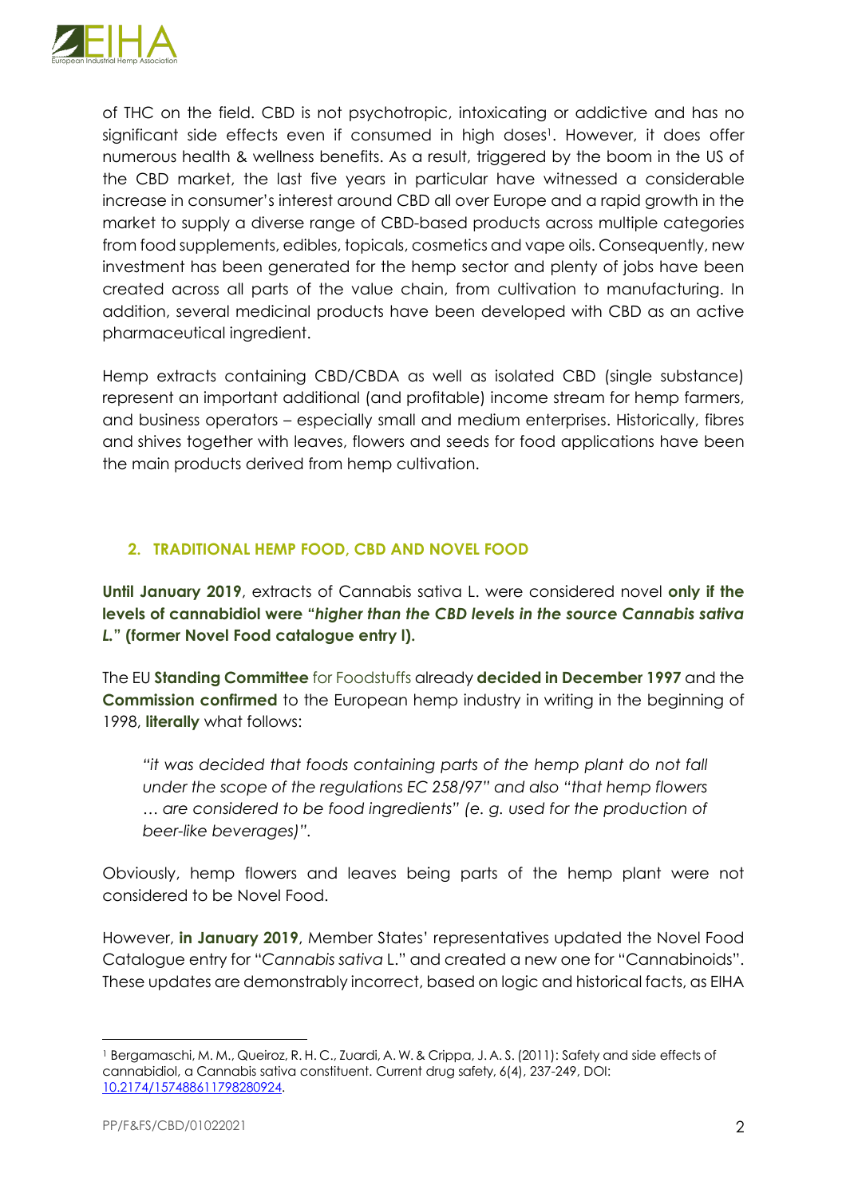of THC on the field. CBD is not psychotropic, intoxicating or addictive and has no significant side effects even if consumed in high doses[1]. However, it does offer numerous health & wellness benefits. As a result, triggered by the boom in the US of the CBD market, the last five years in particular have witnessed a considerable increase in consumer's interest around CBD all over Europe and a rapid growth in the market to supply a diverse range of CBD-based products across multiple categories from food supplements, edibles, topicals, cosmetics and vape oils. Consequently, new investment has been generated for the hemp sector and plenty of jobs have been created across all parts of the value chain, from cultivation to manufacturing. In addition, several medicinal products have been developed with CBD as an active pharmaceutical ingredient.

Hemp extracts containing CBD/CBDA as well as isolated CBD (single substance) represent an important additional (and profitable) income stream for hemp farmers, and business operators – especially small and medium enterprises. Historically, fibres and shives together with leaves, flowers and seeds for food applications have been the main products derived from hemp cultivation.

## 2. TRADITIONAL HEMP FOOD, CBD AND NOVEL FOOD

**Until January 2019**, extracts of Cannabis sativa L. were considered novel **only if the levels of cannabidiol were "*higher than the CBD levels in the source Cannabis sativa L.*" (former Novel Food catalogue entry I).**

The EU **Standing Committee** for Foodstuffs already **decided in December 1997** and the **Commission confirmed** to the European hemp industry in writing in the beginning of 1998, **literally** what follows:

> *"it was decided that foods containing parts of the hemp plant do not fall under the scope of the regulations EC 258/97" and also "that hemp flowers … are considered to be food ingredients" (e. g. used for the production of beer-like beverages)".*

Obviously, hemp flowers and leaves being parts of the hemp plant were not considered to be Novel Food.

However, **in January 2019**, Member States' representatives updated the Novel Food Catalogue entry for "*Cannabis sativa* L." and created a new one for "Cannabinoids". These updates are demonstrably incorrect, based on logic and historical facts, as EIHA

---

[1] Bergamaschi, M. M., Queiroz, R. H. C., Zuardi, A. W. & Crippa, J. A. S. (2011): Safety and side effects of cannabidiol, a Cannabis sativa constituent. Current drug safety, 6(4), 237-249, DOI: 10.2174/157488611798280924.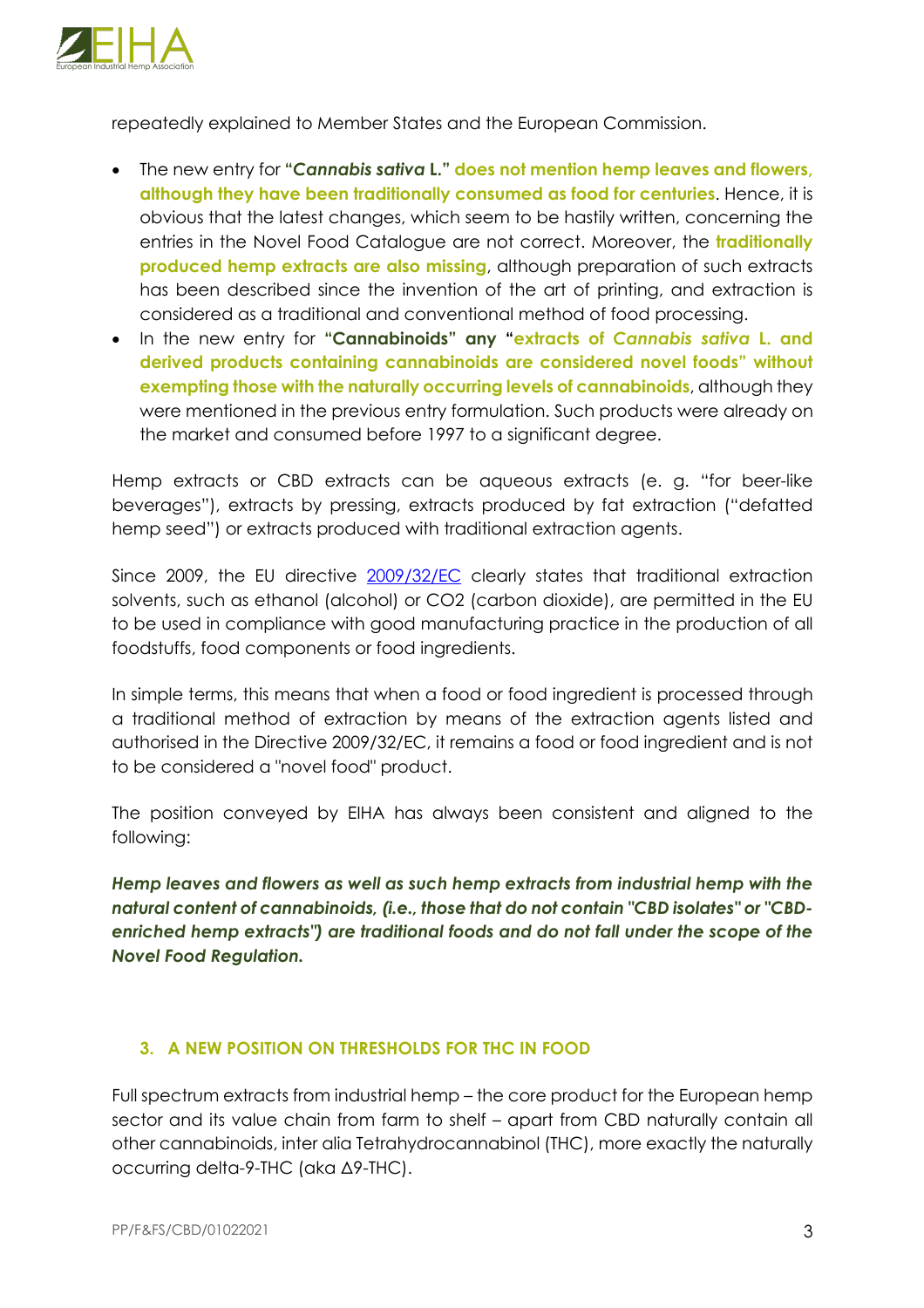repeatedly explained to Member States and the European Commission.

- The new entry for "***Cannabis sativa* L.**" **does not mention hemp leaves and flowers, although they have been traditionally consumed as food for centuries**. Hence, it is obvious that the latest changes, which seem to be hastily written, concerning the entries in the Novel Food Catalogue are not correct. Moreover, the **traditionally produced hemp extracts are also missing**, although preparation of such extracts has been described since the invention of the art of printing, and extraction is considered as a traditional and conventional method of food processing.
- In the new entry for "**Cannabinoids**" **any "extracts of *Cannabis sativa* L. and derived products containing cannabinoids are considered novel foods" without exempting those with the naturally occurring levels of cannabinoids**, although they were mentioned in the previous entry formulation. Such products were already on the market and consumed before 1997 to a significant degree.

Hemp extracts or CBD extracts can be aqueous extracts (e. g. "for beer-like beverages"), extracts by pressing, extracts produced by fat extraction ("defatted hemp seed") or extracts produced with traditional extraction agents.

Since 2009, the EU directive [2009/32/EC](2009/32/EC) clearly states that traditional extraction solvents, such as ethanol (alcohol) or CO2 (carbon dioxide), are permitted in the EU to be used in compliance with good manufacturing practice in the production of all foodstuffs, food components or food ingredients.

In simple terms, this means that when a food or food ingredient is processed through a traditional method of extraction by means of the extraction agents listed and authorised in the Directive 2009/32/EC, it remains a food or food ingredient and is not to be considered a "novel food" product.

The position conveyed by EIHA has always been consistent and aligned to the following:

***Hemp leaves and flowers as well as such hemp extracts from industrial hemp with the natural content of cannabinoids, (i.e., those that do not contain "CBD isolates" or "CBD-enriched hemp extracts") are traditional foods and do not fall under the scope of the Novel Food Regulation.***

## 3. A NEW POSITION ON THRESHOLDS FOR THC IN FOOD

Full spectrum extracts from industrial hemp – the core product for the European hemp sector and its value chain from farm to shelf – apart from CBD naturally contain all other cannabinoids, inter alia Tetrahydrocannabinol (THC), more exactly the naturally occurring delta-9-THC (aka Δ9-THC).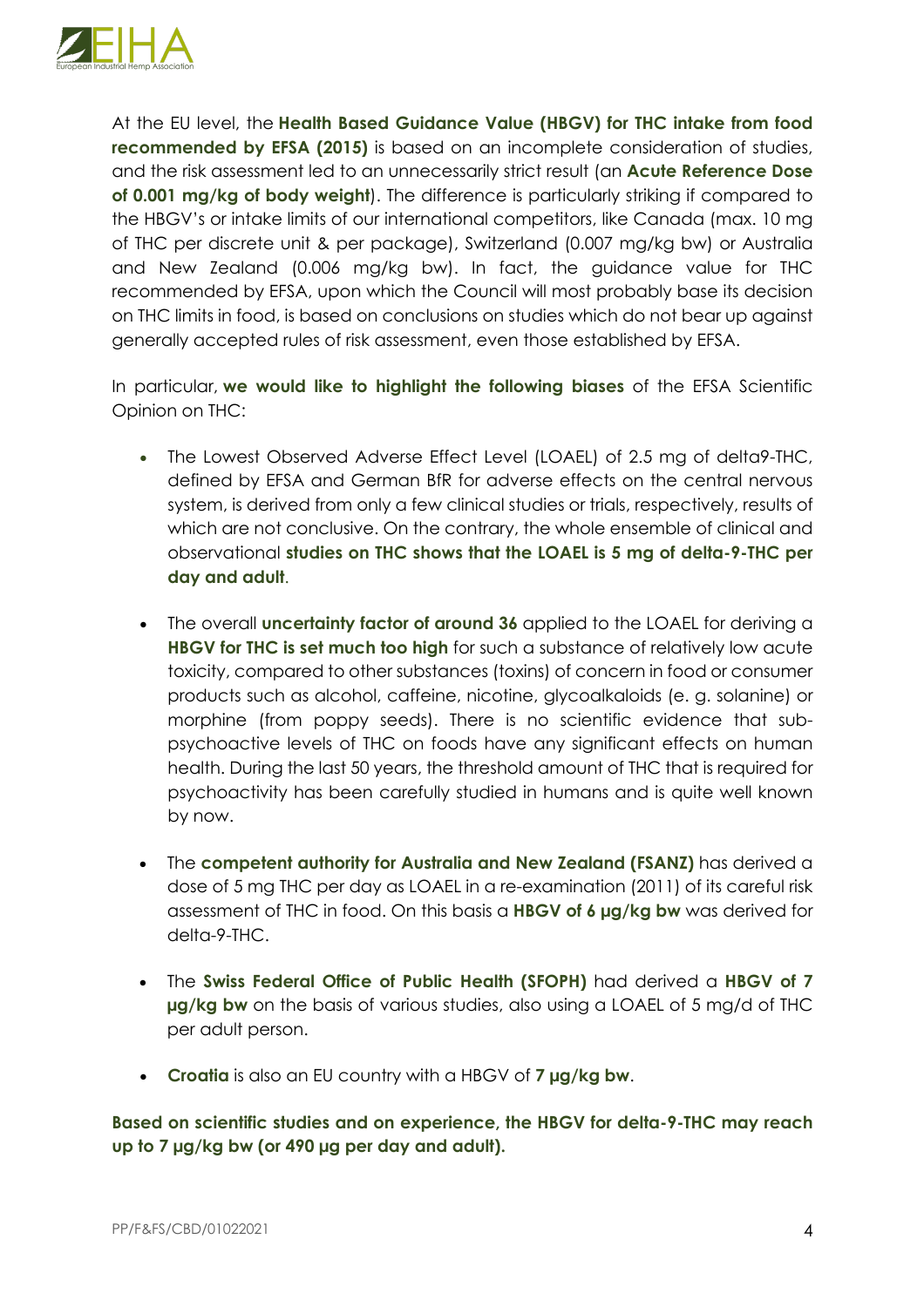At the EU level, the **Health Based Guidance Value (HBGV) for THC intake from food recommended by EFSA (2015)** is based on an incomplete consideration of studies, and the risk assessment led to an unnecessarily strict result (an **Acute Reference Dose of 0.001 mg/kg of body weight**). The difference is particularly striking if compared to the HBGV's or intake limits of our international competitors, like Canada (max. 10 mg of THC per discrete unit & per package), Switzerland (0.007 mg/kg bw) or Australia and New Zealand (0.006 mg/kg bw). In fact, the guidance value for THC recommended by EFSA, upon which the Council will most probably base its decision on THC limits in food, is based on conclusions on studies which do not bear up against generally accepted rules of risk assessment, even those established by EFSA.

In particular, **we would like to highlight the following biases** of the EFSA Scientific Opinion on THC:

- The Lowest Observed Adverse Effect Level (LOAEL) of 2.5 mg of delta9-THC, defined by EFSA and German BfR for adverse effects on the central nervous system, is derived from only a few clinical studies or trials, respectively, results of which are not conclusive. On the contrary, the whole ensemble of clinical and observational **studies on THC shows that the LOAEL is 5 mg of delta-9-THC per day and adult**.
- The overall **uncertainty factor of around 36** applied to the LOAEL for deriving a **HBGV for THC is set much too high** for such a substance of relatively low acute toxicity, compared to other substances (toxins) of concern in food or consumer products such as alcohol, caffeine, nicotine, glycoalkaloids (e. g. solanine) or morphine (from poppy seeds). There is no scientific evidence that sub-psychoactive levels of THC on foods have any significant effects on human health. During the last 50 years, the threshold amount of THC that is required for psychoactivity has been carefully studied in humans and is quite well known by now.
- The **competent authority for Australia and New Zealand (FSANZ)** has derived a dose of 5 mg THC per day as LOAEL in a re-examination (2011) of its careful risk assessment of THC in food. On this basis a **HBGV of 6 µg/kg bw** was derived for delta-9-THC.
- The **Swiss Federal Office of Public Health (SFOPH)** had derived a **HBGV of 7 µg/kg bw** on the basis of various studies, also using a LOAEL of 5 mg/d of THC per adult person.
- **Croatia** is also an EU country with a HBGV of **7 µg/kg bw**.

**Based on scientific studies and on experience, the HBGV for delta-9-THC may reach up to 7 µg/kg bw (or 490 µg per day and adult).**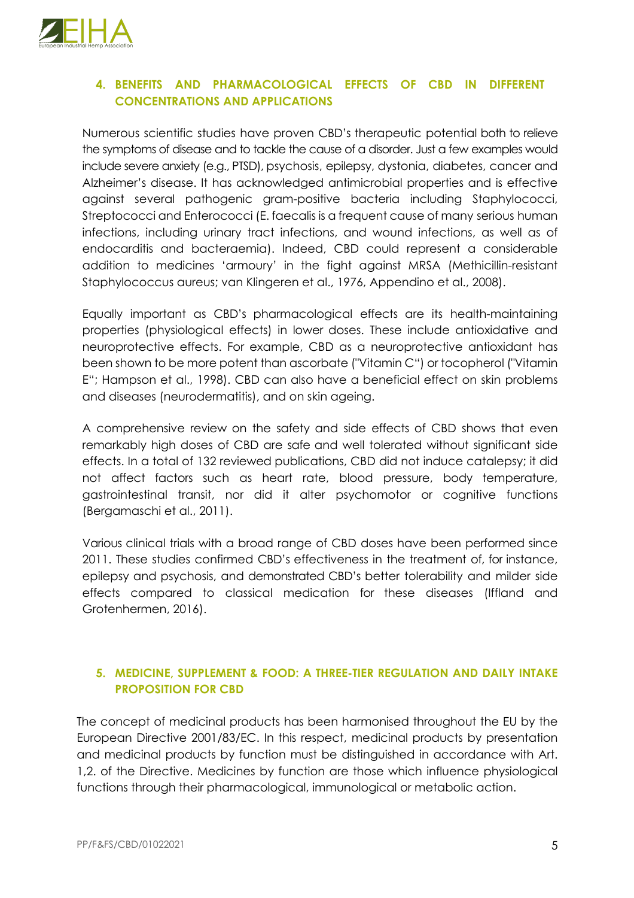## 4. BENEFITS AND PHARMACOLOGICAL EFFECTS OF CBD IN DIFFERENT CONCENTRATIONS AND APPLICATIONS

Numerous scientific studies have proven CBD's therapeutic potential both to relieve the symptoms of disease and to tackle the cause of a disorder. Just a few examples would include severe anxiety (e.g., PTSD), psychosis, epilepsy, dystonia, diabetes, cancer and Alzheimer's disease. It has acknowledged antimicrobial properties and is effective against several pathogenic gram-positive bacteria including Staphylococci, Streptococci and Enterococci (E. faecalis is a frequent cause of many serious human infections, including urinary tract infections, and wound infections, as well as of endocarditis and bacteraemia). Indeed, CBD could represent a considerable addition to medicines 'armoury' in the fight against MRSA (Methicillin-resistant Staphylococcus aureus; van Klingeren et al., 1976, Appendino et al., 2008).

Equally important as CBD's pharmacological effects are its health-maintaining properties (physiological effects) in lower doses. These include antioxidative and neuroprotective effects. For example, CBD as a neuroprotective antioxidant has been shown to be more potent than ascorbate ("Vitamin C") or tocopherol ("Vitamin E"; Hampson et al., 1998). CBD can also have a beneficial effect on skin problems and diseases (neurodermatitis), and on skin ageing.

A comprehensive review on the safety and side effects of CBD shows that even remarkably high doses of CBD are safe and well tolerated without significant side effects. In a total of 132 reviewed publications, CBD did not induce catalepsy; it did not affect factors such as heart rate, blood pressure, body temperature, gastrointestinal transit, nor did it alter psychomotor or cognitive functions (Bergamaschi et al., 2011).

Various clinical trials with a broad range of CBD doses have been performed since 2011. These studies confirmed CBD's effectiveness in the treatment of, for instance, epilepsy and psychosis, and demonstrated CBD's better tolerability and milder side effects compared to classical medication for these diseases (Iffland and Grotenhermen, 2016).

## 5. MEDICINE, SUPPLEMENT & FOOD: A THREE-TIER REGULATION AND DAILY INTAKE PROPOSITION FOR CBD

The concept of medicinal products has been harmonised throughout the EU by the European Directive 2001/83/EC. In this respect, medicinal products by presentation and medicinal products by function must be distinguished in accordance with Art. 1,2. of the Directive. Medicines by function are those which influence physiological functions through their pharmacological, immunological or metabolic action.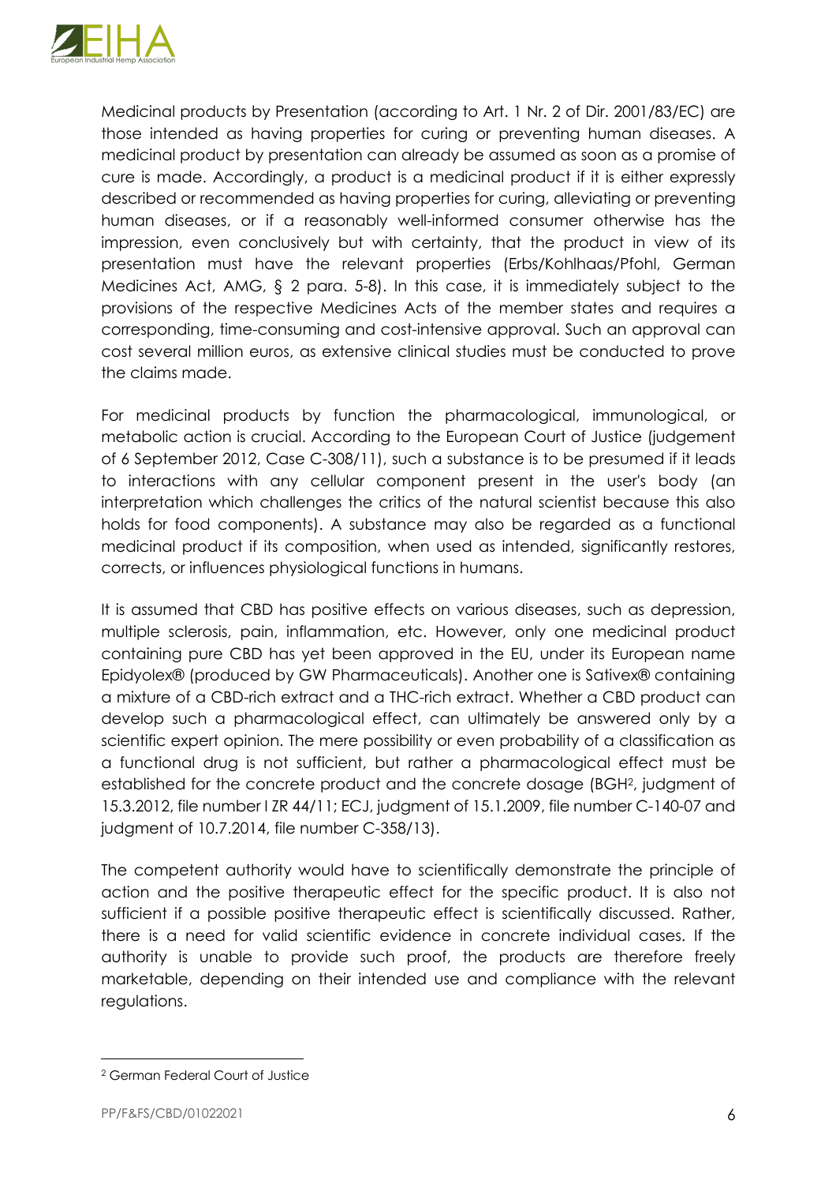Medicinal products by Presentation (according to Art. 1 Nr. 2 of Dir. 2001/83/EC) are those intended as having properties for curing or preventing human diseases. A medicinal product by presentation can already be assumed as soon as a promise of cure is made. Accordingly, a product is a medicinal product if it is either expressly described or recommended as having properties for curing, alleviating or preventing human diseases, or if a reasonably well-informed consumer otherwise has the impression, even conclusively but with certainty, that the product in view of its presentation must have the relevant properties (Erbs/Kohlhaas/Pfohl, German Medicines Act, AMG, § 2 para. 5-8). In this case, it is immediately subject to the provisions of the respective Medicines Acts of the member states and requires a corresponding, time-consuming and cost-intensive approval. Such an approval can cost several million euros, as extensive clinical studies must be conducted to prove the claims made.

For medicinal products by function the pharmacological, immunological, or metabolic action is crucial. According to the European Court of Justice (judgement of 6 September 2012, Case C-308/11), such a substance is to be presumed if it leads to interactions with any cellular component present in the user's body (an interpretation which challenges the critics of the natural scientist because this also holds for food components). A substance may also be regarded as a functional medicinal product if its composition, when used as intended, significantly restores, corrects, or influences physiological functions in humans.

It is assumed that CBD has positive effects on various diseases, such as depression, multiple sclerosis, pain, inflammation, etc. However, only one medicinal product containing pure CBD has yet been approved in the EU, under its European name Epidyolex® (produced by GW Pharmaceuticals). Another one is Sativex® containing a mixture of a CBD-rich extract and a THC-rich extract. Whether a CBD product can develop such a pharmacological effect, can ultimately be answered only by a scientific expert opinion. The mere possibility or even probability of a classification as a functional drug is not sufficient, but rather a pharmacological effect must be established for the concrete product and the concrete dosage (BGH[2], judgment of 15.3.2012, file number I ZR 44/11; ECJ, judgment of 15.1.2009, file number C-140-07 and judgment of 10.7.2014, file number C-358/13).

The competent authority would have to scientifically demonstrate the principle of action and the positive therapeutic effect for the specific product. It is also not sufficient if a possible positive therapeutic effect is scientifically discussed. Rather, there is a need for valid scientific evidence in concrete individual cases. If the authority is unable to provide such proof, the products are therefore freely marketable, depending on their intended use and compliance with the relevant regulations.

[2] German Federal Court of Justice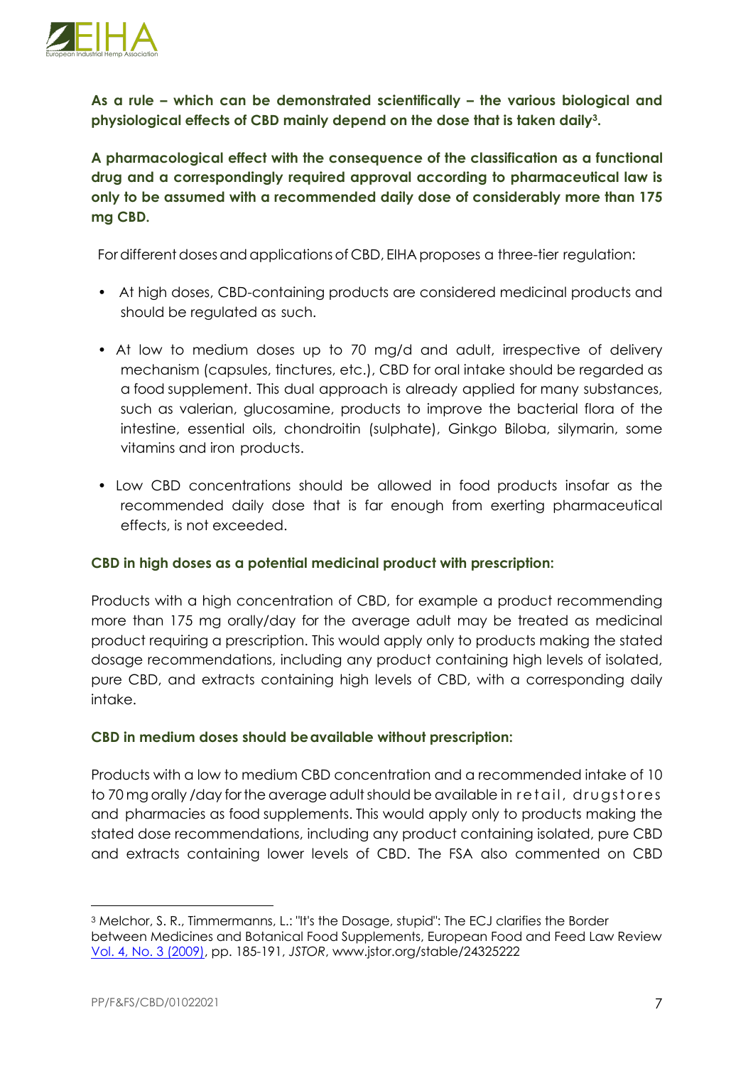**As a rule – which can be demonstrated scientifically – the various biological and physiological effects of CBD mainly depend on the dose that is taken daily[3].**

**A pharmacological effect with the consequence of the classification as a functional drug and a correspondingly required approval according to pharmaceutical law is only to be assumed with a recommended daily dose of considerably more than 175 mg CBD.**

For different doses and applications of CBD, EIHA proposes a three-tier regulation:

- At high doses, CBD-containing products are considered medicinal products and should be regulated as such.
- At low to medium doses up to 70 mg/d and adult, irrespective of delivery mechanism (capsules, tinctures, etc.), CBD for oral intake should be regarded as a food supplement. This dual approach is already applied for many substances, such as valerian, glucosamine, products to improve the bacterial flora of the intestine, essential oils, chondroitin (sulphate), Ginkgo Biloba, silymarin, some vitamins and iron products.
- Low CBD concentrations should be allowed in food products insofar as the recommended daily dose that is far enough from exerting pharmaceutical effects, is not exceeded.

**CBD in high doses as a potential medicinal product with prescription:**

Products with a high concentration of CBD, for example a product recommending more than 175 mg orally/day for the average adult may be treated as medicinal product requiring a prescription. This would apply only to products making the stated dosage recommendations, including any product containing high levels of isolated, pure CBD, and extracts containing high levels of CBD, with a corresponding daily intake.

**CBD in medium doses should be available without prescription:**

Products with a low to medium CBD concentration and a recommended intake of 10 to 70 mg orally /day for the average adult should be available in retail, drugstores and pharmacies as food supplements. This would apply only to products making the stated dose recommendations, including any product containing isolated, pure CBD and extracts containing lower levels of CBD. The FSA also commented on CBD

[3] Melchor, S. R., Timmermanns, L.: "It's the Dosage, stupid": The ECJ clarifies the Border between Medicines and Botanical Food Supplements, European Food and Feed Law Review Vol. 4, No. 3 (2009), pp. 185-191, *JSTOR*, www.jstor.org/stable/24325222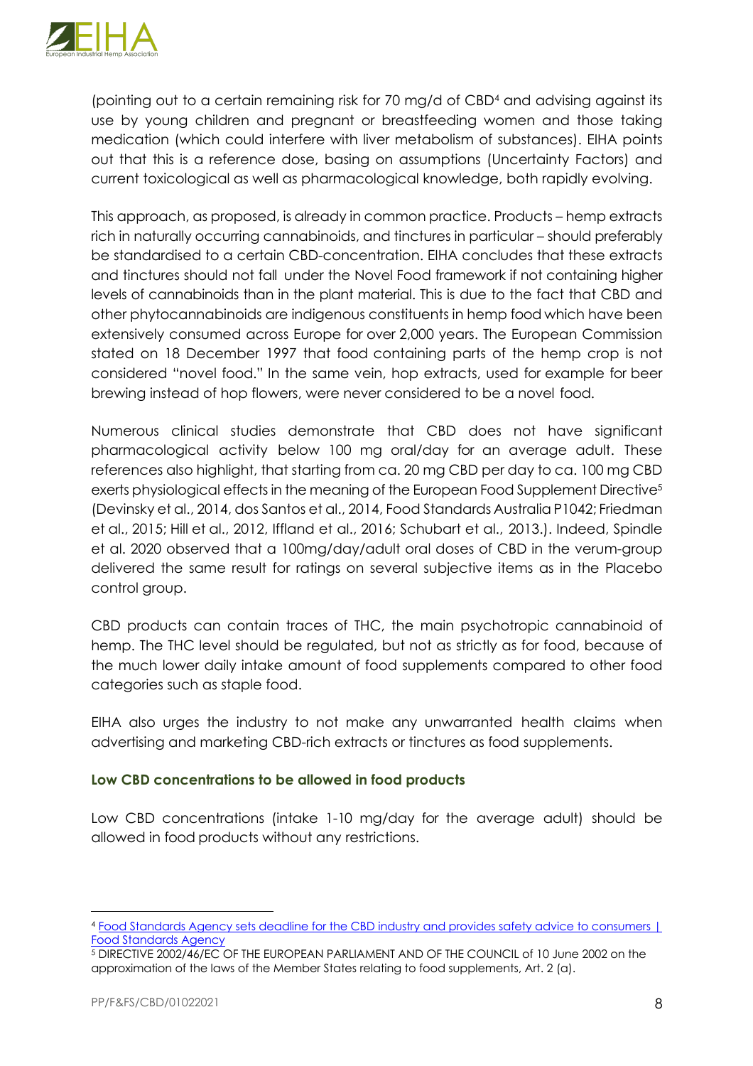(pointing out to a certain remaining risk for 70 mg/d of CBD[4] and advising against its use by young children and pregnant or breastfeeding women and those taking medication (which could interfere with liver metabolism of substances). EIHA points out that this is a reference dose, basing on assumptions (Uncertainty Factors) and current toxicological as well as pharmacological knowledge, both rapidly evolving.

This approach, as proposed, is already in common practice. Products – hemp extracts rich in naturally occurring cannabinoids, and tinctures in particular – should preferably be standardised to a certain CBD-concentration. EIHA concludes that these extracts and tinctures should not fall under the Novel Food framework if not containing higher levels of cannabinoids than in the plant material. This is due to the fact that CBD and other phytocannabinoids are indigenous constituents in hemp food which have been extensively consumed across Europe for over 2,000 years. The European Commission stated on 18 December 1997 that food containing parts of the hemp crop is not considered "novel food." In the same vein, hop extracts, used for example for beer brewing instead of hop flowers, were never considered to be a novel food.

Numerous clinical studies demonstrate that CBD does not have significant pharmacological activity below 100 mg oral/day for an average adult. These references also highlight, that starting from ca. 20 mg CBD per day to ca. 100 mg CBD exerts physiological effects in the meaning of the European Food Supplement Directive[5] (Devinsky et al., 2014, dos Santos et al., 2014, Food Standards Australia P1042; Friedman et al., 2015; Hill et al., 2012, Iffland et al., 2016; Schubart et al., 2013.). Indeed, Spindle et al. 2020 observed that a 100mg/day/adult oral doses of CBD in the verum-group delivered the same result for ratings on several subjective items as in the Placebo control group.

CBD products can contain traces of THC, the main psychotropic cannabinoid of hemp. The THC level should be regulated, but not as strictly as for food, because of the much lower daily intake amount of food supplements compared to other food categories such as staple food.

EIHA also urges the industry to not make any unwarranted health claims when advertising and marketing CBD-rich extracts or tinctures as food supplements.

### Low CBD concentrations to be allowed in food products

Low CBD concentrations (intake 1-10 mg/day for the average adult) should be allowed in food products without any restrictions.

---

[4] Food Standards Agency sets deadline for the CBD industry and provides safety advice to consumers | Food Standards Agency

[5] DIRECTIVE 2002/46/EC OF THE EUROPEAN PARLIAMENT AND OF THE COUNCIL of 10 June 2002 on the approximation of the laws of the Member States relating to food supplements, Art. 2 (a).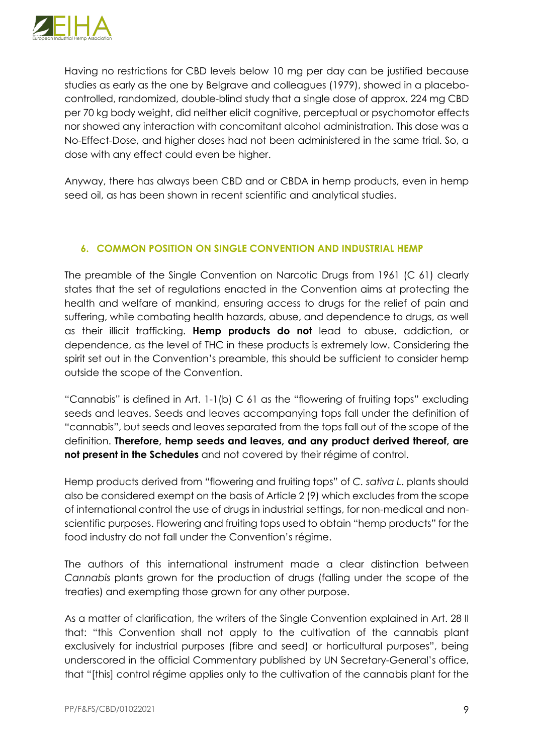Having no restrictions for CBD levels below 10 mg per day can be justified because studies as early as the one by Belgrave and colleagues (1979), showed in a placebo-controlled, randomized, double-blind study that a single dose of approx. 224 mg CBD per 70 kg body weight, did neither elicit cognitive, perceptual or psychomotor effects nor showed any interaction with concomitant alcohol administration. This dose was a No-Effect-Dose, and higher doses had not been administered in the same trial. So, a dose with any effect could even be higher.

Anyway, there has always been CBD and or CBDA in hemp products, even in hemp seed oil, as has been shown in recent scientific and analytical studies.

## 6. COMMON POSITION ON SINGLE CONVENTION AND INDUSTRIAL HEMP

The preamble of the Single Convention on Narcotic Drugs from 1961 (C 61) clearly states that the set of regulations enacted in the Convention aims at protecting the health and welfare of mankind, ensuring access to drugs for the relief of pain and suffering, while combating health hazards, abuse, and dependence to drugs, as well as their illicit trafficking. **Hemp products do not** lead to abuse, addiction, or dependence, as the level of THC in these products is extremely low. Considering the spirit set out in the Convention's preamble, this should be sufficient to consider hemp outside the scope of the Convention.

"Cannabis" is defined in Art. 1-1(b) C 61 as the "flowering of fruiting tops" excluding seeds and leaves. Seeds and leaves accompanying tops fall under the definition of "cannabis", but seeds and leaves separated from the tops fall out of the scope of the definition. **Therefore, hemp seeds and leaves, and any product derived thereof, are not present in the Schedules** and not covered by their régime of control.

Hemp products derived from "flowering and fruiting tops" of *C. sativa L.* plants should also be considered exempt on the basis of Article 2 (9) which excludes from the scope of international control the use of drugs in industrial settings, for non-medical and non-scientific purposes. Flowering and fruiting tops used to obtain "hemp products" for the food industry do not fall under the Convention's régime.

The authors of this international instrument made a clear distinction between *Cannabis* plants grown for the production of drugs (falling under the scope of the treaties) and exempting those grown for any other purpose.

As a matter of clarification, the writers of the Single Convention explained in Art. 28 II that: "this Convention shall not apply to the cultivation of the cannabis plant exclusively for industrial purposes (fibre and seed) or horticultural purposes", being underscored in the official Commentary published by UN Secretary-General's office, that "[this] control régime applies only to the cultivation of the cannabis plant for the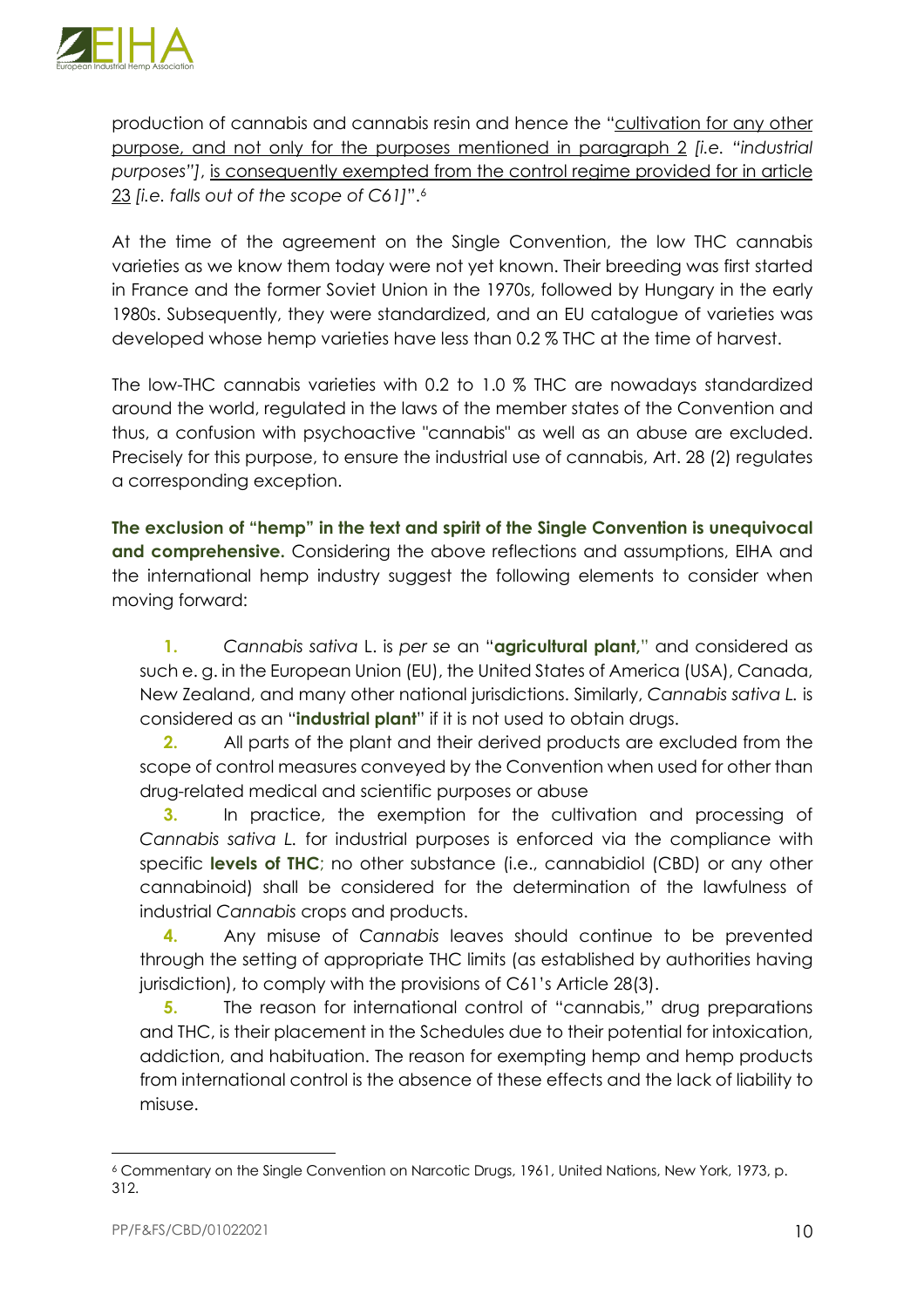production of cannabis and cannabis resin and hence the "cultivation for any other purpose, and not only for the purposes mentioned in paragraph 2 *[i.e. "industrial purposes"]*, is consequently exempted from the control regime provided for in article 23 *[i.e. falls out of the scope of C61]*".[6]

At the time of the agreement on the Single Convention, the low THC cannabis varieties as we know them today were not yet known. Their breeding was first started in France and the former Soviet Union in the 1970s, followed by Hungary in the early 1980s. Subsequently, they were standardized, and an EU catalogue of varieties was developed whose hemp varieties have less than 0.2 % THC at the time of harvest.

The low-THC cannabis varieties with 0.2 to 1.0 % THC are nowadays standardized around the world, regulated in the laws of the member states of the Convention and thus, a confusion with psychoactive "cannabis" as well as an abuse are excluded. Precisely for this purpose, to ensure the industrial use of cannabis, Art. 28 (2) regulates a corresponding exception.

**The exclusion of "hemp" in the text and spirit of the Single Convention is unequivocal and comprehensive.** Considering the above reflections and assumptions, EIHA and the international hemp industry suggest the following elements to consider when moving forward:

1. *Cannabis sativa* L. is *per se* an "**agricultural plant,**" and considered as such e. g. in the European Union (EU), the United States of America (USA), Canada, New Zealand, and many other national jurisdictions. Similarly, *Cannabis sativa L.* is considered as an "**industrial plant**" if it is not used to obtain drugs.
2. All parts of the plant and their derived products are excluded from the scope of control measures conveyed by the Convention when used for other than drug-related medical and scientific purposes or abuse
3. In practice, the exemption for the cultivation and processing of *Cannabis sativa L.* for industrial purposes is enforced via the compliance with specific **levels of THC**; no other substance (i.e., cannabidiol (CBD) or any other cannabinoid) shall be considered for the determination of the lawfulness of industrial *Cannabis* crops and products.
4. Any misuse of *Cannabis* leaves should continue to be prevented through the setting of appropriate THC limits (as established by authorities having jurisdiction), to comply with the provisions of C61's Article 28(3).
5. The reason for international control of "cannabis," drug preparations and THC, is their placement in the Schedules due to their potential for intoxication, addiction, and habituation. The reason for exempting hemp and hemp products from international control is the absence of these effects and the lack of liability to misuse.

---

[6] Commentary on the Single Convention on Narcotic Drugs, 1961, United Nations, New York, 1973, p. 312.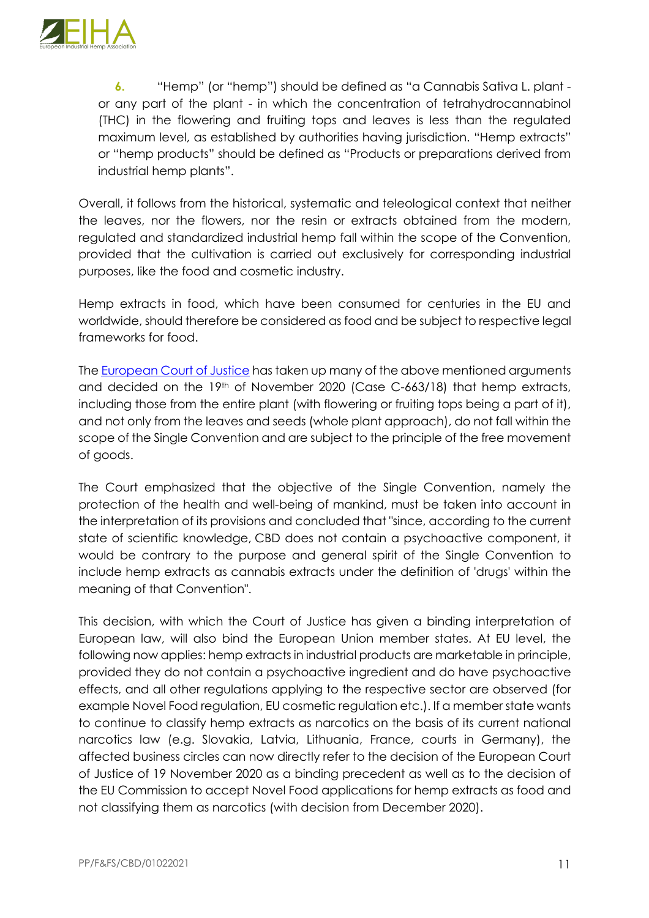6. "Hemp" (or "hemp") should be defined as "a Cannabis Sativa L. plant - or any part of the plant - in which the concentration of tetrahydrocannabinol (THC) in the flowering and fruiting tops and leaves is less than the regulated maximum level, as established by authorities having jurisdiction. "Hemp extracts" or "hemp products" should be defined as "Products or preparations derived from industrial hemp plants".

Overall, it follows from the historical, systematic and teleological context that neither the leaves, nor the flowers, nor the resin or extracts obtained from the modern, regulated and standardized industrial hemp fall within the scope of the Convention, provided that the cultivation is carried out exclusively for corresponding industrial purposes, like the food and cosmetic industry.

Hemp extracts in food, which have been consumed for centuries in the EU and worldwide, should therefore be considered as food and be subject to respective legal frameworks for food.

The European Court of Justice has taken up many of the above mentioned arguments and decided on the 19th of November 2020 (Case C-663/18) that hemp extracts, including those from the entire plant (with flowering or fruiting tops being a part of it), and not only from the leaves and seeds (whole plant approach), do not fall within the scope of the Single Convention and are subject to the principle of the free movement of goods.

The Court emphasized that the objective of the Single Convention, namely the protection of the health and well-being of mankind, must be taken into account in the interpretation of its provisions and concluded that "since, according to the current state of scientific knowledge, CBD does not contain a psychoactive component, it would be contrary to the purpose and general spirit of the Single Convention to include hemp extracts as cannabis extracts under the definition of 'drugs' within the meaning of that Convention".

This decision, with which the Court of Justice has given a binding interpretation of European law, will also bind the European Union member states. At EU level, the following now applies: hemp extracts in industrial products are marketable in principle, provided they do not contain a psychoactive ingredient and do have psychoactive effects, and all other regulations applying to the respective sector are observed (for example Novel Food regulation, EU cosmetic regulation etc.). If a member state wants to continue to classify hemp extracts as narcotics on the basis of its current national narcotics law (e.g. Slovakia, Latvia, Lithuania, France, courts in Germany), the affected business circles can now directly refer to the decision of the European Court of Justice of 19 November 2020 as a binding precedent as well as to the decision of the EU Commission to accept Novel Food applications for hemp extracts as food and not classifying them as narcotics (with decision from December 2020).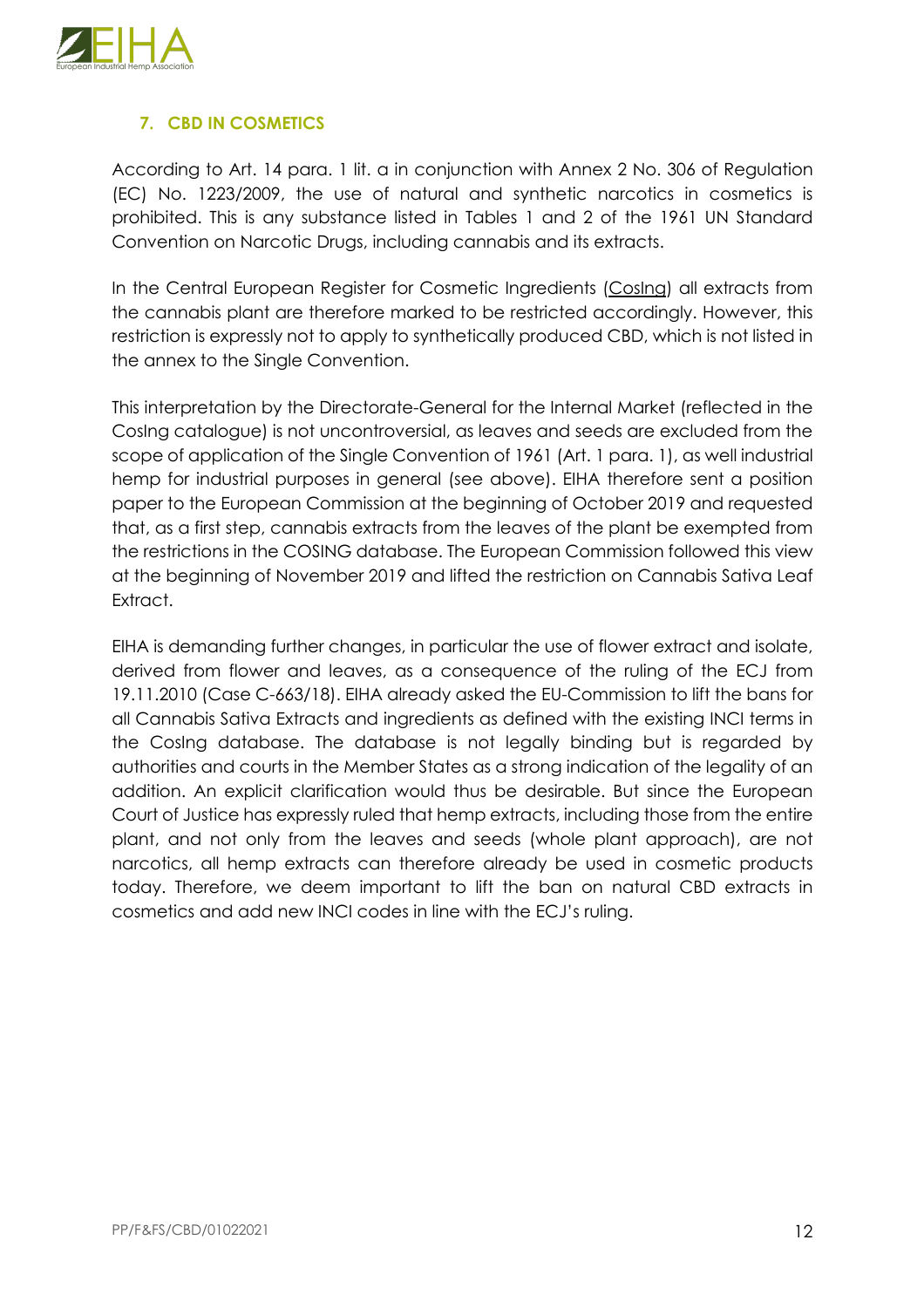## 7. CBD IN COSMETICS

According to Art. 14 para. 1 lit. a in conjunction with Annex 2 No. 306 of Regulation (EC) No. 1223/2009, the use of natural and synthetic narcotics in cosmetics is prohibited. This is any substance listed in Tables 1 and 2 of the 1961 UN Standard Convention on Narcotic Drugs, including cannabis and its extracts.

In the Central European Register for Cosmetic Ingredients (CosIng) all extracts from the cannabis plant are therefore marked to be restricted accordingly. However, this restriction is expressly not to apply to synthetically produced CBD, which is not listed in the annex to the Single Convention.

This interpretation by the Directorate-General for the Internal Market (reflected in the CosIng catalogue) is not uncontroversial, as leaves and seeds are excluded from the scope of application of the Single Convention of 1961 (Art. 1 para. 1), as well industrial hemp for industrial purposes in general (see above). EIHA therefore sent a position paper to the European Commission at the beginning of October 2019 and requested that, as a first step, cannabis extracts from the leaves of the plant be exempted from the restrictions in the COSING database. The European Commission followed this view at the beginning of November 2019 and lifted the restriction on Cannabis Sativa Leaf Extract.

EIHA is demanding further changes, in particular the use of flower extract and isolate, derived from flower and leaves, as a consequence of the ruling of the ECJ from 19.11.2010 (Case C-663/18). EIHA already asked the EU-Commission to lift the bans for all Cannabis Sativa Extracts and ingredients as defined with the existing INCI terms in the CosIng database. The database is not legally binding but is regarded by authorities and courts in the Member States as a strong indication of the legality of an addition. An explicit clarification would thus be desirable. But since the European Court of Justice has expressly ruled that hemp extracts, including those from the entire plant, and not only from the leaves and seeds (whole plant approach), are not narcotics, all hemp extracts can therefore already be used in cosmetic products today. Therefore, we deem important to lift the ban on natural CBD extracts in cosmetics and add new INCI codes in line with the ECJ's ruling.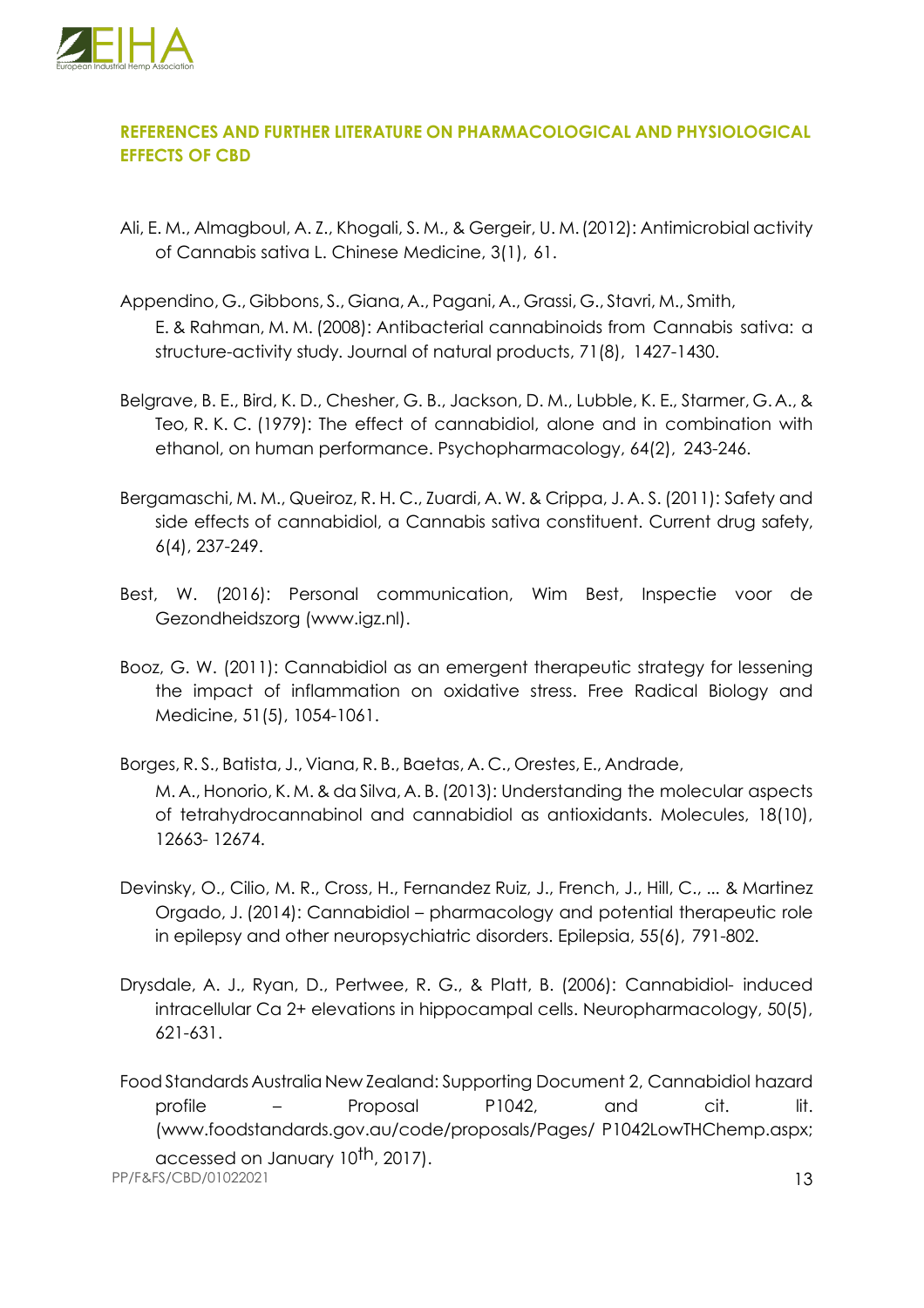## REFERENCES AND FURTHER LITERATURE ON PHARMACOLOGICAL AND PHYSIOLOGICAL EFFECTS OF CBD

Ali, E. M., Almagboul, A. Z., Khogali, S. M., & Gergeir, U. M. (2012): Antimicrobial activity of Cannabis sativa L. Chinese Medicine, 3(1), 61.

Appendino, G., Gibbons, S., Giana, A., Pagani, A., Grassi, G., Stavri, M., Smith, E. & Rahman, M. M. (2008): Antibacterial cannabinoids from Cannabis sativa: a structure-activity study. Journal of natural products, 71(8), 1427-1430.

Belgrave, B. E., Bird, K. D., Chesher, G. B., Jackson, D. M., Lubble, K. E., Starmer, G. A., & Teo, R. K. C. (1979): The effect of cannabidiol, alone and in combination with ethanol, on human performance. Psychopharmacology, 64(2), 243-246.

Bergamaschi, M. M., Queiroz, R. H. C., Zuardi, A. W. & Crippa, J. A. S. (2011): Safety and side effects of cannabidiol, a Cannabis sativa constituent. Current drug safety, 6(4), 237-249.

Best, W. (2016): Personal communication, Wim Best, Inspectie voor de Gezondheidszorg (www.igz.nl).

Booz, G. W. (2011): Cannabidiol as an emergent therapeutic strategy for lessening the impact of inflammation on oxidative stress. Free Radical Biology and Medicine, 51(5), 1054-1061.

Borges, R. S., Batista, J., Viana, R. B., Baetas, A. C., Orestes, E., Andrade, M. A., Honorio, K. M. & da Silva, A. B. (2013): Understanding the molecular aspects of tetrahydrocannabinol and cannabidiol as antioxidants. Molecules, 18(10), 12663- 12674.

Devinsky, O., Cilio, M. R., Cross, H., Fernandez Ruiz, J., French, J., Hill, C., ... & Martinez Orgado, J. (2014): Cannabidiol – pharmacology and potential therapeutic role in epilepsy and other neuropsychiatric disorders. Epilepsia, 55(6), 791-802.

Drysdale, A. J., Ryan, D., Pertwee, R. G., & Platt, B. (2006): Cannabidiol- induced intracellular Ca 2+ elevations in hippocampal cells. Neuropharmacology, 50(5), 621-631.

Food Standards Australia New Zealand: Supporting Document 2, Cannabidiol hazard profile – Proposal P1042, and cit. lit. (www.foodstandards.gov.au/code/proposals/Pages/ P1042LowTHChemp.aspx; accessed on January 10th, 2017).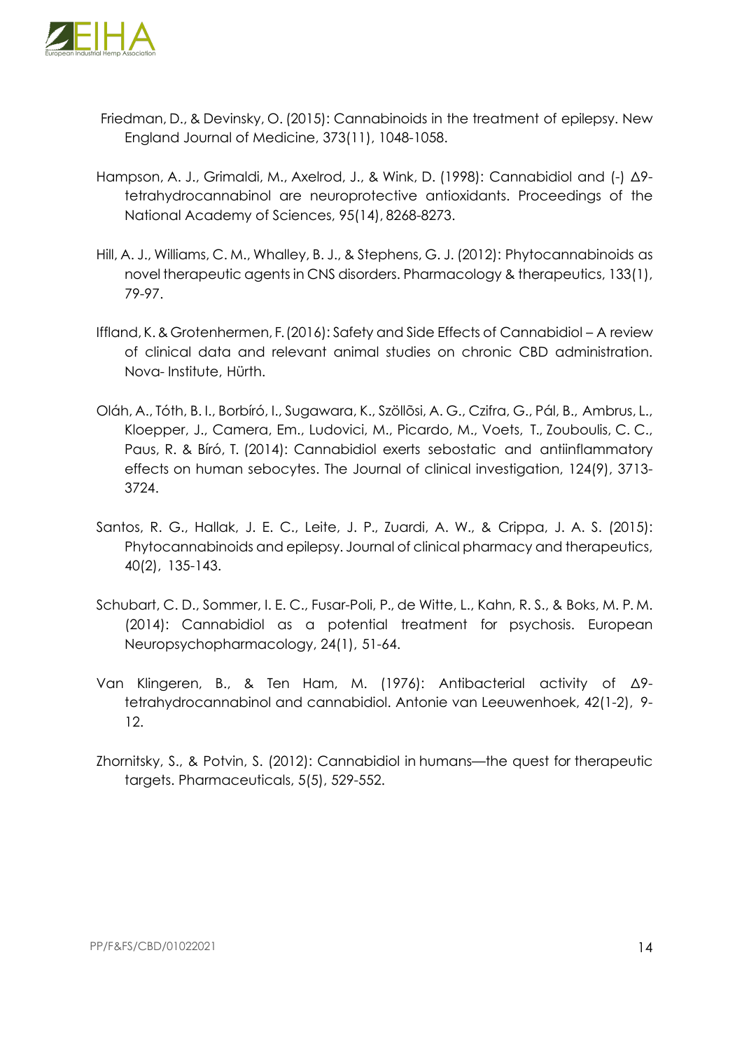Friedman, D., & Devinsky, O. (2015): Cannabinoids in the treatment of epilepsy. New England Journal of Medicine, 373(11), 1048-1058.

Hampson, A. J., Grimaldi, M., Axelrod, J., & Wink, D. (1998): Cannabidiol and (-) Δ9-tetrahydrocannabinol are neuroprotective antioxidants. Proceedings of the National Academy of Sciences, 95(14), 8268-8273.

Hill, A. J., Williams, C. M., Whalley, B. J., & Stephens, G. J. (2012): Phytocannabinoids as novel therapeutic agents in CNS disorders. Pharmacology & therapeutics, 133(1), 79-97.

Iffland, K. & Grotenhermen, F. (2016): Safety and Side Effects of Cannabidiol – A review of clinical data and relevant animal studies on chronic CBD administration. Nova- Institute, Hürth.

Oláh, A., Tóth, B. I., Borbíró, I., Sugawara, K., Szöllõsi, A. G., Czifra, G., Pál, B., Ambrus, L., Kloepper, J., Camera, Em., Ludovici, M., Picardo, M., Voets, T., Zouboulis, C. C., Paus, R. & Bíró, T. (2014): Cannabidiol exerts sebostatic and antiinflammatory effects on human sebocytes. The Journal of clinical investigation, 124(9), 3713-3724.

Santos, R. G., Hallak, J. E. C., Leite, J. P., Zuardi, A. W., & Crippa, J. A. S. (2015): Phytocannabinoids and epilepsy. Journal of clinical pharmacy and therapeutics, 40(2), 135-143.

Schubart, C. D., Sommer, I. E. C., Fusar-Poli, P., de Witte, L., Kahn, R. S., & Boks, M. P. M. (2014): Cannabidiol as a potential treatment for psychosis. European Neuropsychopharmacology, 24(1), 51-64.

Van Klingeren, B., & Ten Ham, M. (1976): Antibacterial activity of Δ9-tetrahydrocannabinol and cannabidiol. Antonie van Leeuwenhoek, 42(1-2), 9-12.

Zhornitsky, S., & Potvin, S. (2012): Cannabidiol in humans—the quest for therapeutic targets. Pharmaceuticals, 5(5), 529-552.